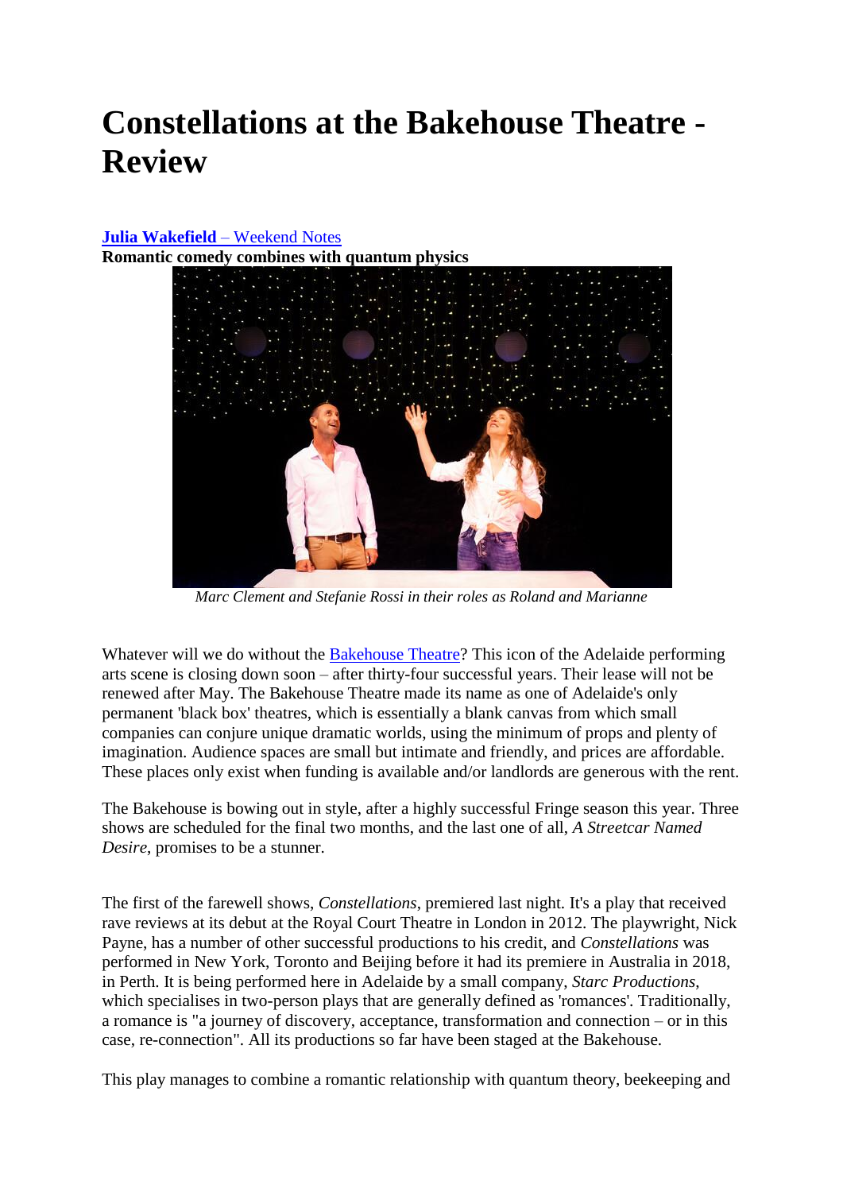# Constellations at the Bakehouse Theatre - Review

**Julia Wakefield** – Weekend Notes

**Romantic comedy combines with quantum physics**

*Marc Clement and Stefanie Rossi in their roles as Roland and Marianne*

Whatever will we do without the Bakehouse Theatre? This icon of the Adelaide performing arts scene is closing down soon – after thirty-four successful years. Their lease will not be renewed after May. The Bakehouse Theatre made its name as one of Adelaide's only permanent 'black box' theatres, which is essentially a blank canvas from which small companies can conjure unique dramatic worlds, using the minimum of props and plenty of imagination. Audience spaces are small but intimate and friendly, and prices are affordable. These places only exist when funding is available and/or landlords are generous with the rent.

The Bakehouse is bowing out in style, after a highly successful Fringe season this year. Three shows are scheduled for the final two months, and the last one of all, *A Streetcar Named Desire*, promises to be a stunner.

The first of the farewell shows, *Constellations*, premiered last night. It's a play that received rave reviews at its debut at the Royal Court Theatre in London in 2012. The playwright, Nick Payne, has a number of other successful productions to his credit, and *Constellations* was performed in New York, Toronto and Beijing before it had its premiere in Australia in 2018, in Perth. It is being performed here in Adelaide by a small company, *Starc Productions*, which specialises in two-person plays that are generally defined as 'romances'. Traditionally, a romance is "a journey of discovery, acceptance, transformation and connection – or in this case, re-connection". All its productions so far have been staged at the Bakehouse.

This play manages to combine a romantic relationship with quantum theory, beekeeping and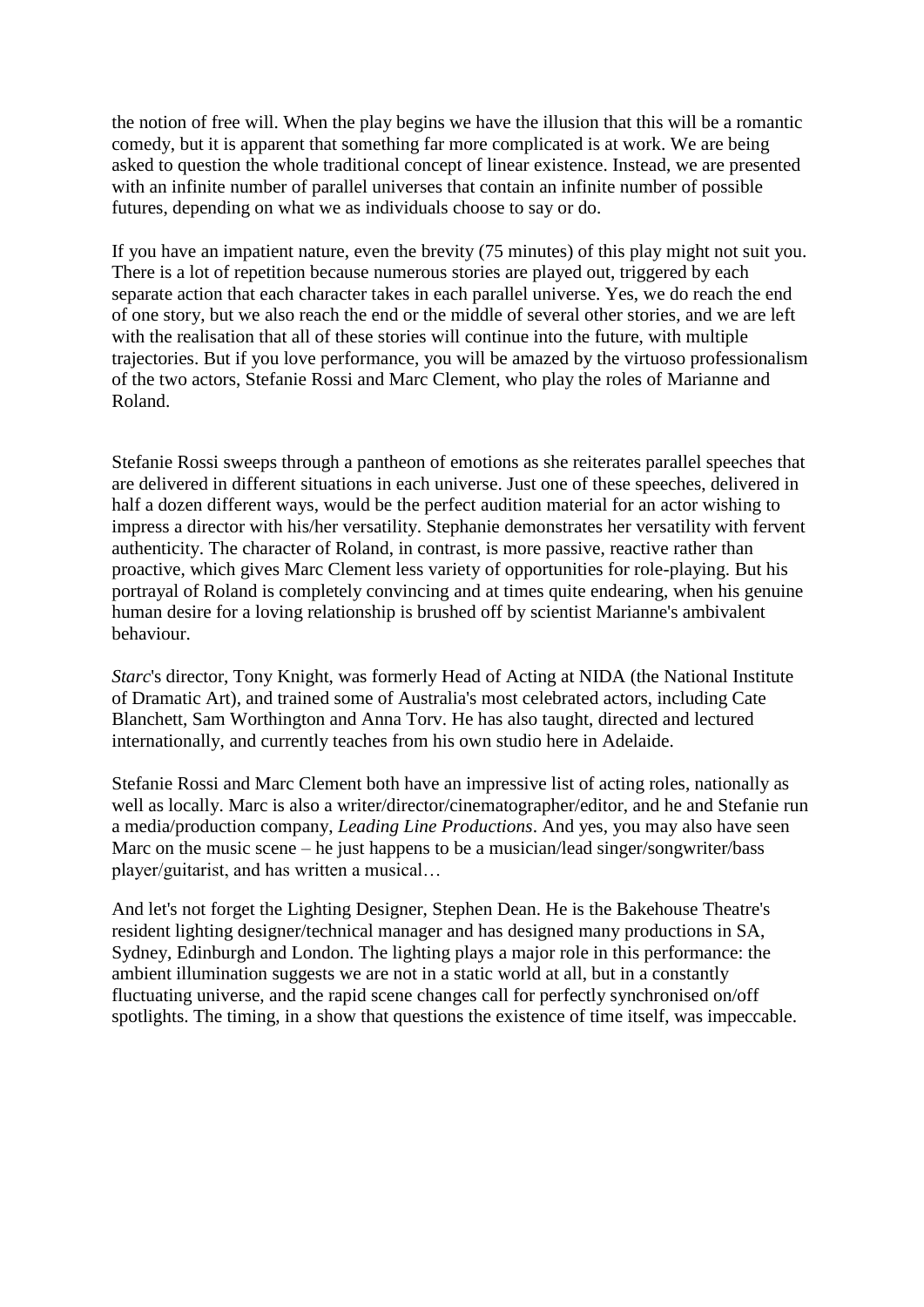the notion of free will. When the play begins we have the illusion that this will be a romantic comedy, but it is apparent that something far more complicated is at work. We are being asked to question the whole traditional concept of linear existence. Instead, we are presented with an infinite number of parallel universes that contain an infinite number of possible futures, depending on what we as individuals choose to say or do.

If you have an impatient nature, even the brevity (75 minutes) of this play might not suit you. There is a lot of repetition because numerous stories are played out, triggered by each separate action that each character takes in each parallel universe. Yes, we do reach the end of one story, but we also reach the end or the middle of several other stories, and we are left with the realisation that all of these stories will continue into the future, with multiple trajectories. But if you love performance, you will be amazed by the virtuoso professionalism of the two actors, Stefanie Rossi and Marc Clement, who play the roles of Marianne and Roland.

Stefanie Rossi sweeps through a pantheon of emotions as she reiterates parallel speeches that are delivered in different situations in each universe. Just one of these speeches, delivered in half a dozen different ways, would be the perfect audition material for an actor wishing to impress a director with his/her versatility. Stephanie demonstrates her versatility with fervent authenticity. The character of Roland, in contrast, is more passive, reactive rather than proactive, which gives Marc Clement less variety of opportunities for role-playing. But his portrayal of Roland is completely convincing and at times quite endearing, when his genuine human desire for a loving relationship is brushed off by scientist Marianne's ambivalent behaviour.

*Starc*'s director, Tony Knight, was formerly Head of Acting at NIDA (the National Institute of Dramatic Art), and trained some of Australia's most celebrated actors, including Cate Blanchett, Sam Worthington and Anna Torv. He has also taught, directed and lectured internationally, and currently teaches from his own studio here in Adelaide.

Stefanie Rossi and Marc Clement both have an impressive list of acting roles, nationally as well as locally. Marc is also a writer/director/cinematographer/editor, and he and Stefanie run a media/production company, *Leading Line Productions*. And yes, you may also have seen Marc on the music scene – he just happens to be a musician/lead singer/songwriter/bass player/guitarist, and has written a musical…

And let's not forget the Lighting Designer, Stephen Dean. He is the Bakehouse Theatre's resident lighting designer/technical manager and has designed many productions in SA, Sydney, Edinburgh and London. The lighting plays a major role in this performance: the ambient illumination suggests we are not in a static world at all, but in a constantly fluctuating universe, and the rapid scene changes call for perfectly synchronised on/off spotlights. The timing, in a show that questions the existence of time itself, was impeccable.